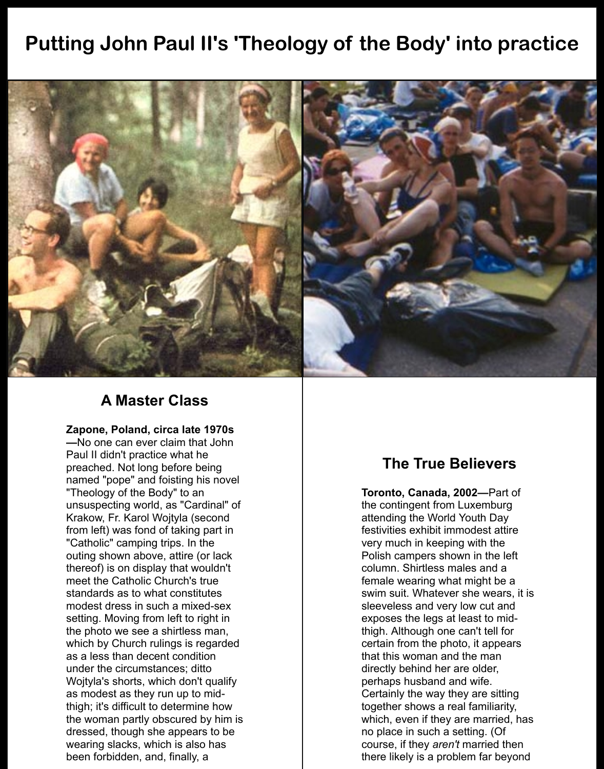# Putting John Paul II's 'Theology of the Body' into practice

## A Master Class

**Zapone, Poland, circa late 1970s—**No one can ever claim that John Paul II didn't practice what he preached. Not long before being named "pope" and foisting his novel "Theology of the Body" to an unsuspecting world, as "Cardinal" of Krakow, Fr. Karol Wojtyla (second from left) was fond of taking part in "Catholic" camping trips. In the outing shown above, attire (or lack thereof) is on display that wouldn't meet the Catholic Church's true standards as to what constitutes modest dress in such a mixed-sex setting. Moving from left to right in the photo we see a shirtless man, which by Church rulings is regarded as a less than decent condition under the circumstances; ditto Wojtyla's shorts, which don't qualify as modest as they run up to mid-thigh; it's difficult to determine how the woman partly obscured by him is dressed, though she appears to be wearing slacks, which is also has been forbidden, and, finally, a

## The True Believers

**Toronto, Canada, 2002—**Part of the contingent from Luxemburg attending the World Youth Day festivities exhibit immodest attire very much in keeping with the Polish campers shown in the left column. Shirtless males and a female wearing what might be a swim suit. Whatever she wears, it is sleeveless and very low cut and exposes the legs at least to mid-thigh. Although one can't tell for certain from the photo, it appears that this woman and the man directly behind her are older, perhaps husband and wife. Certainly the way they are sitting together shows a real familiarity, which, even if they are married, has no place in such a setting. (Of course, if they *aren't* married then there likely is a problem far beyond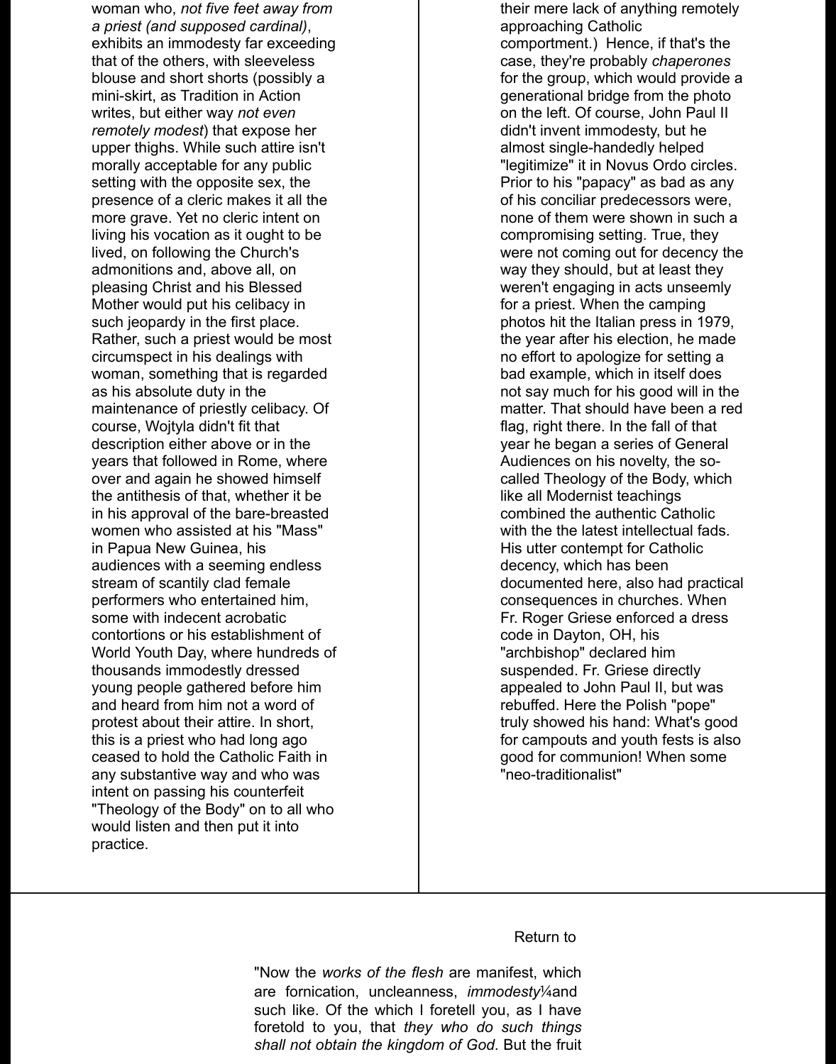woman who, *not five feet away from a priest (and supposed cardinal)*, exhibits an immodesty far exceeding that of the others, with sleeveless blouse and short shorts (possibly a mini-skirt, as Tradition in Action writes, but either way *not even remotely modest*) that expose her upper thighs. While such attire isn't morally acceptable for any public setting with the opposite sex, the presence of a cleric makes it all the more grave. Yet no cleric intent on living his vocation as it ought to be lived, on following the Church's admonitions and, above all, on pleasing Christ and his Blessed Mother would put his celibacy in such jeopardy in the first place. Rather, such a priest would be most circumspect in his dealings with woman, something that is regarded as his absolute duty in the maintenance of priestly celibacy. Of course, Wojtyla didn't fit that description either above or in the years that followed in Rome, where over and again he showed himself the antithesis of that, whether it be in his approval of the bare-breasted women who assisted at his "Mass" in Papua New Guinea, his audiences with a seeming endless stream of scantily clad female performers who entertained him, some with indecent acrobatic contortions or his establishment of World Youth Day, where hundreds of thousands immodestly dressed young people gathered before him and heard from him not a word of protest about their attire. In short, this is a priest who had long ago ceased to hold the Catholic Faith in any substantive way and who was intent on passing his counterfeit "Theology of the Body" on to all who would listen and then put it into practice.

their mere lack of anything remotely approaching Catholic comportment.) Hence, if that's the case, they're probably *chaperones* for the group, which would provide a generational bridge from the photo on the left. Of course, John Paul II didn't invent immodesty, but he almost single-handedly helped "legitimize" it in Novus Ordo circles. Prior to his "papacy" as bad as any of his conciliar predecessors were, none of them were shown in such a compromising setting. True, they were not coming out for decency the way they should, but at least they weren't engaging in acts unseemly for a priest. When the camping photos hit the Italian press in 1979, the year after his election, he made no effort to apologize for setting a bad example, which in itself does not say much for his good will in the matter. That should have been a red flag, right there. In the fall of that year he began a series of General Audiences on his novelty, the so-called Theology of the Body, which like all Modernist teachings combined the authentic Catholic with the the latest intellectual fads. His utter contempt for Catholic decency, which has been documented here, also had practical consequences in churches. When Fr. Roger Griese enforced a dress code in Dayton, OH, his "archbishop" declared him suspended. Fr. Griese directly appealed to John Paul II, but was rebuffed. Here the Polish "pope" truly showed his hand: What's good for campouts and youth fests is also good for communion! When some "neo-traditionalist"

Return to

"Now the *works of the flesh* are manifest, which are fornication, uncleanness, *immodesty*¼and such like. Of the which I foretell you, as I have foretold to you, that *they who do such things shall not obtain the kingdom of God.* But the fruit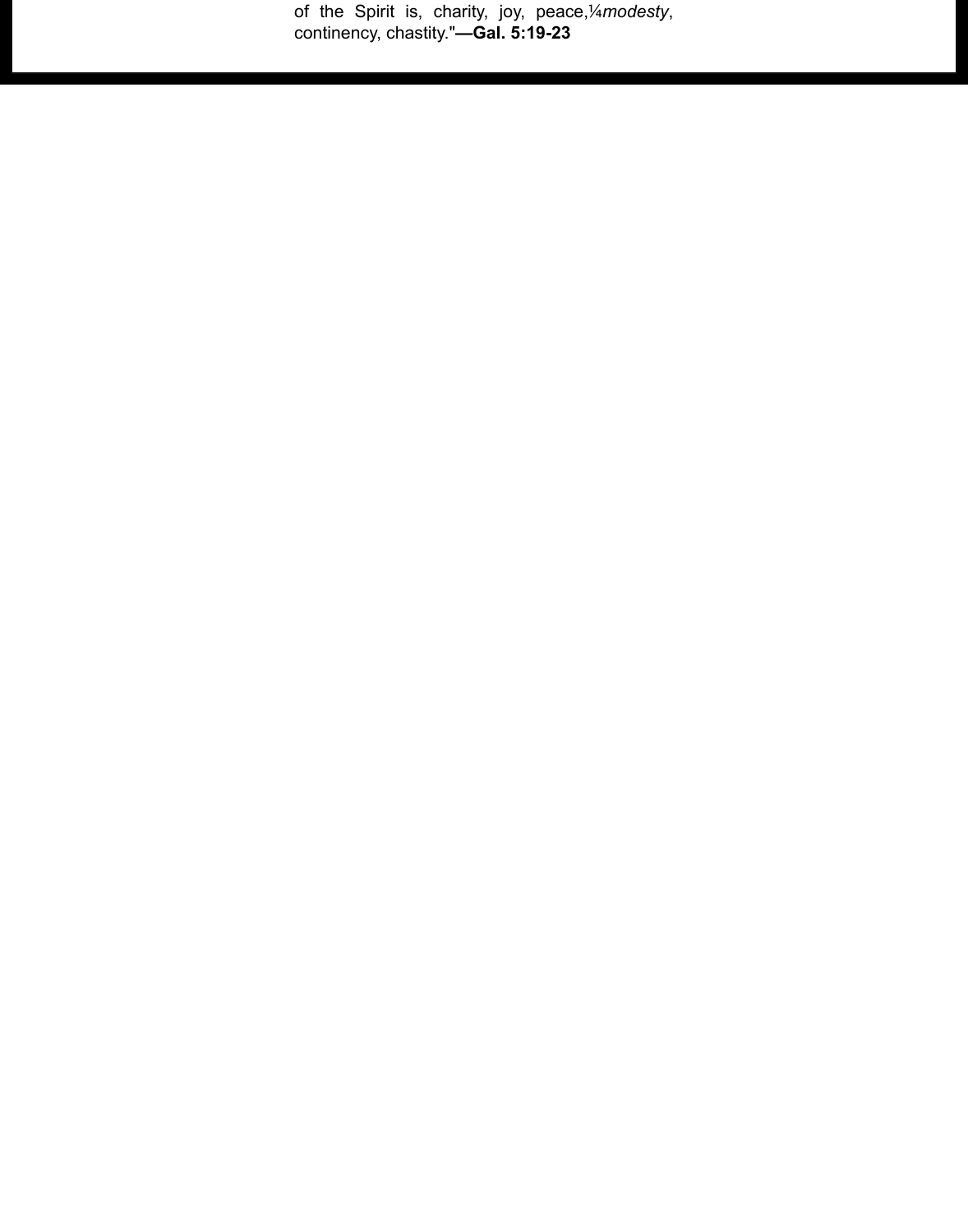of the Spirit is, charity, joy, peace,¼*modesty*, continency, chastity."**—Gal. 5:19-23**